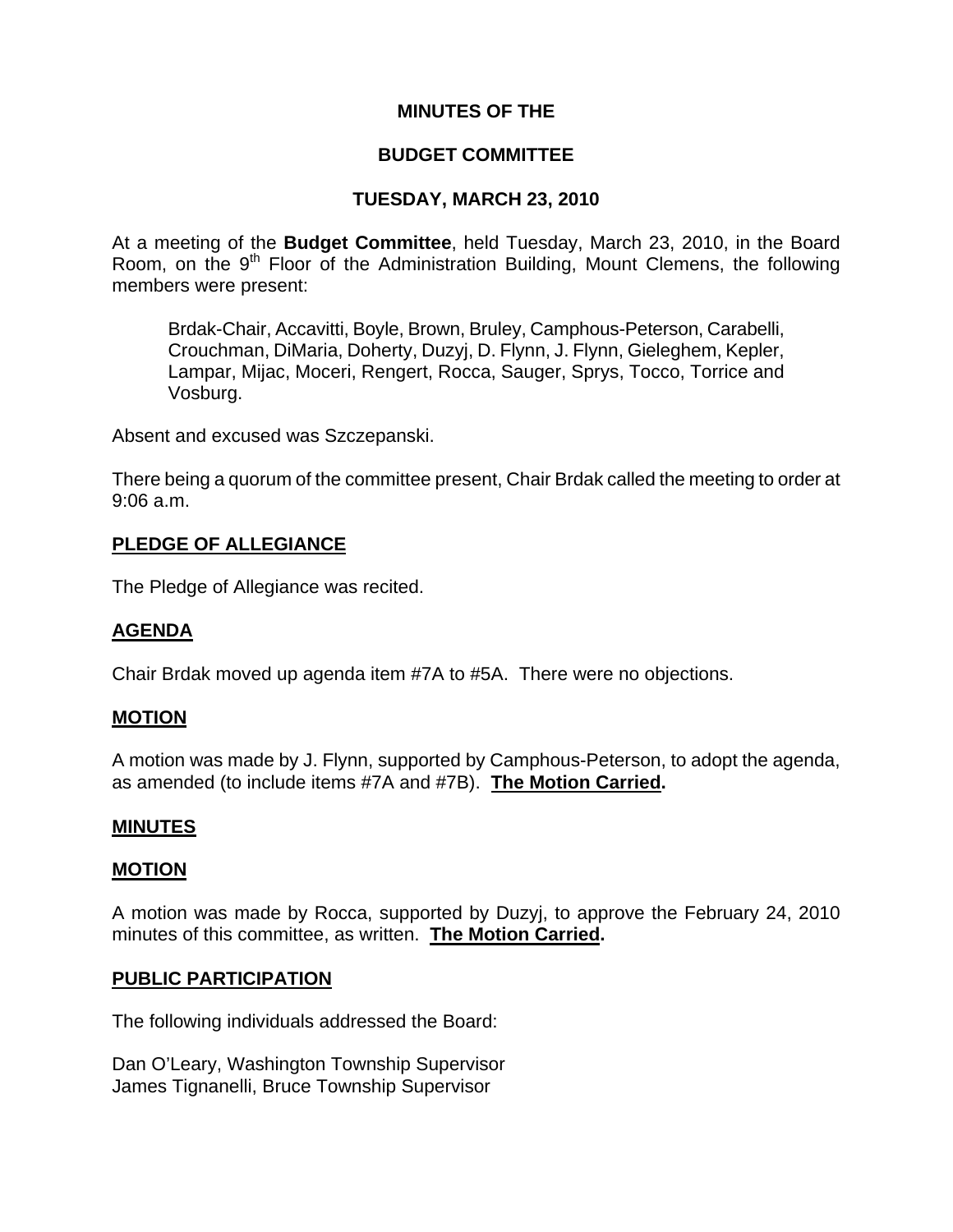# MINUTES OF THE

# BUDGET COMMITTEE

# TUESDAY, MARCH 23, 2010

At a meeting of the **Budget Committee**, held Tuesday, March 23, 2010, in the Board Room, on the 9th Floor of the Administration Building, Mount Clemens, the following members were present:

> Brdak-Chair, Accavitti, Boyle, Brown, Bruley, Camphous-Peterson, Carabelli, Crouchman, DiMaria, Doherty, Duzyj, D. Flynn, J. Flynn, Gieleghem, Kepler, Lampar, Mijac, Moceri, Rengert, Rocca, Sauger, Sprys, Tocco, Torrice and Vosburg.

Absent and excused was Szczepanski.

There being a quorum of the committee present, Chair Brdak called the meeting to order at 9:06 a.m.

## PLEDGE OF ALLEGIANCE

The Pledge of Allegiance was recited.

## AGENDA

Chair Brdak moved up agenda item #7A to #5A. There were no objections.

## MOTION

A motion was made by J. Flynn, supported by Camphous-Peterson, to adopt the agenda, as amended (to include items #7A and #7B). **The Motion Carried.**

## MINUTES

## MOTION

A motion was made by Rocca, supported by Duzyj, to approve the February 24, 2010 minutes of this committee, as written. **The Motion Carried.**

## PUBLIC PARTICIPATION

The following individuals addressed the Board:

Dan O'Leary, Washington Township Supervisor
James Tignanelli, Bruce Township Supervisor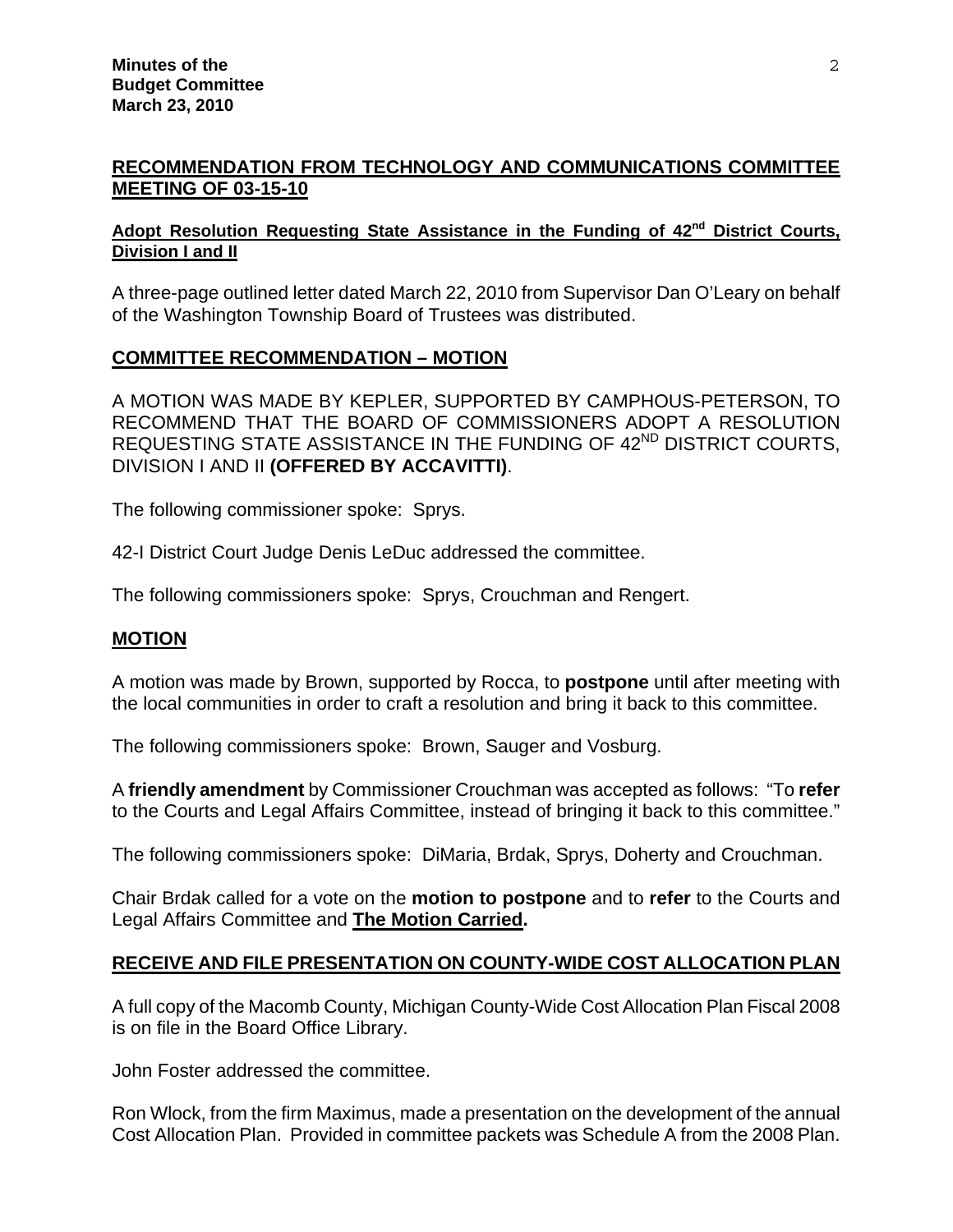## RECOMMENDATION FROM TECHNOLOGY AND COMMUNICATIONS COMMITTEE MEETING OF 03-15-10

### Adopt Resolution Requesting State Assistance in the Funding of 42nd District Courts, Division I and II

A three-page outlined letter dated March 22, 2010 from Supervisor Dan O'Leary on behalf of the Washington Township Board of Trustees was distributed.

## COMMITTEE RECOMMENDATION – MOTION

A MOTION WAS MADE BY KEPLER, SUPPORTED BY CAMPHOUS-PETERSON, TO RECOMMEND THAT THE BOARD OF COMMISSIONERS ADOPT A RESOLUTION REQUESTING STATE ASSISTANCE IN THE FUNDING OF 42ND DISTRICT COURTS, DIVISION I AND II **(OFFERED BY ACCAVITTI)**.

The following commissioner spoke: Sprys.

42-I District Court Judge Denis LeDuc addressed the committee.

The following commissioners spoke: Sprys, Crouchman and Rengert.

## MOTION

A motion was made by Brown, supported by Rocca, to **postpone** until after meeting with the local communities in order to craft a resolution and bring it back to this committee.

The following commissioners spoke: Brown, Sauger and Vosburg.

A **friendly amendment** by Commissioner Crouchman was accepted as follows: "To **refer** to the Courts and Legal Affairs Committee, instead of bringing it back to this committee."

The following commissioners spoke: DiMaria, Brdak, Sprys, Doherty and Crouchman.

Chair Brdak called for a vote on the **motion to postpone** and to **refer** to the Courts and Legal Affairs Committee and **The Motion Carried.**

## RECEIVE AND FILE PRESENTATION ON COUNTY-WIDE COST ALLOCATION PLAN

A full copy of the Macomb County, Michigan County-Wide Cost Allocation Plan Fiscal 2008 is on file in the Board Office Library.

John Foster addressed the committee.

Ron Wlock, from the firm Maximus, made a presentation on the development of the annual Cost Allocation Plan. Provided in committee packets was Schedule A from the 2008 Plan.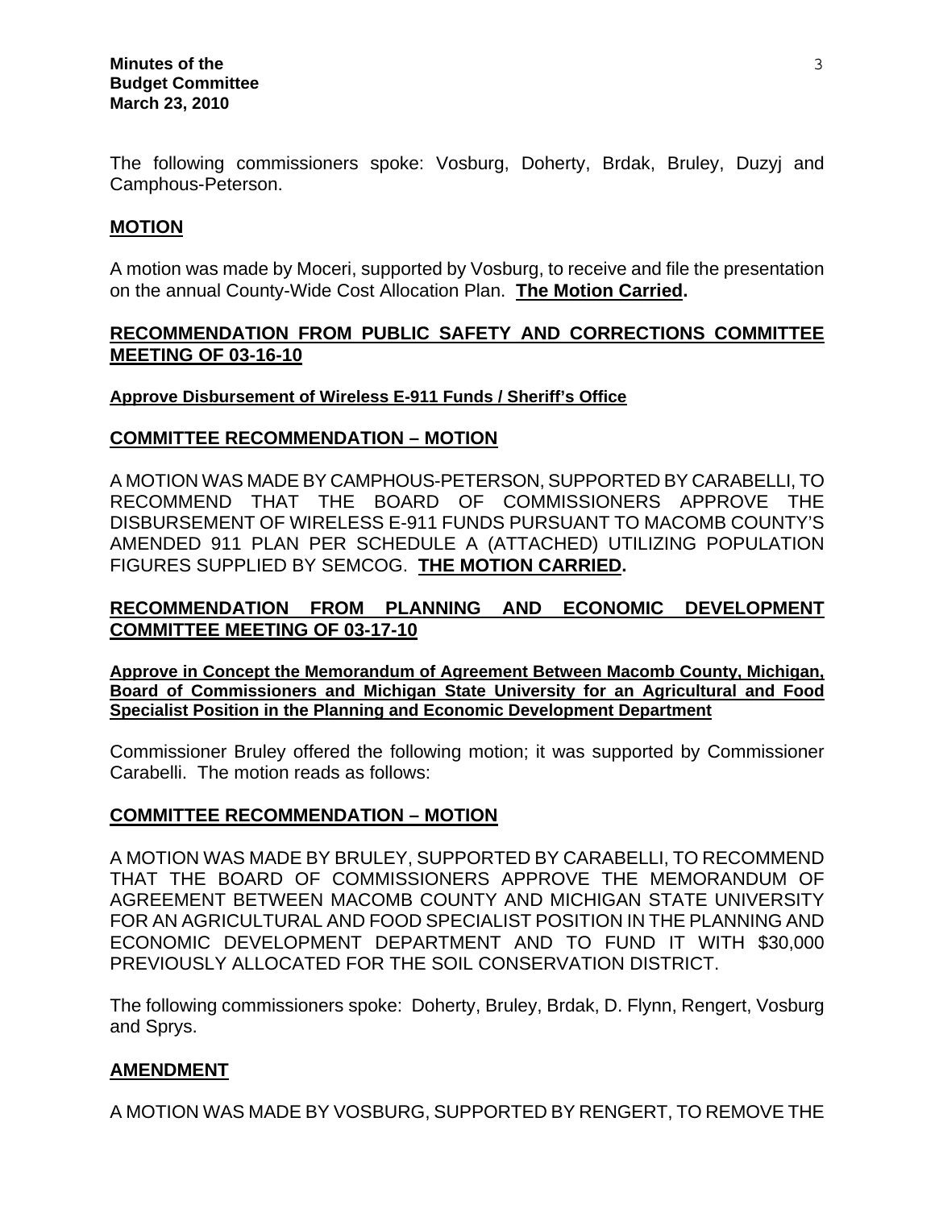The following commissioners spoke: Vosburg, Doherty, Brdak, Bruley, Duzyj and Camphous-Peterson.

**MOTION**

A motion was made by Moceri, supported by Vosburg, to receive and file the presentation on the annual County-Wide Cost Allocation Plan. **The Motion Carried.**

**RECOMMENDATION FROM PUBLIC SAFETY AND CORRECTIONS COMMITTEE MEETING OF 03-16-10**

**Approve Disbursement of Wireless E-911 Funds / Sheriff's Office**

**COMMITTEE RECOMMENDATION – MOTION**

A MOTION WAS MADE BY CAMPHOUS-PETERSON, SUPPORTED BY CARABELLI, TO RECOMMEND THAT THE BOARD OF COMMISSIONERS APPROVE THE DISBURSEMENT OF WIRELESS E-911 FUNDS PURSUANT TO MACOMB COUNTY'S AMENDED 911 PLAN PER SCHEDULE A (ATTACHED) UTILIZING POPULATION FIGURES SUPPLIED BY SEMCOG. **THE MOTION CARRIED.**

**RECOMMENDATION FROM PLANNING AND ECONOMIC DEVELOPMENT COMMITTEE MEETING OF 03-17-10**

**Approve in Concept the Memorandum of Agreement Between Macomb County, Michigan, Board of Commissioners and Michigan State University for an Agricultural and Food Specialist Position in the Planning and Economic Development Department**

Commissioner Bruley offered the following motion; it was supported by Commissioner Carabelli. The motion reads as follows:

**COMMITTEE RECOMMENDATION – MOTION**

A MOTION WAS MADE BY BRULEY, SUPPORTED BY CARABELLI, TO RECOMMEND THAT THE BOARD OF COMMISSIONERS APPROVE THE MEMORANDUM OF AGREEMENT BETWEEN MACOMB COUNTY AND MICHIGAN STATE UNIVERSITY FOR AN AGRICULTURAL AND FOOD SPECIALIST POSITION IN THE PLANNING AND ECONOMIC DEVELOPMENT DEPARTMENT AND TO FUND IT WITH $30,000 PREVIOUSLY ALLOCATED FOR THE SOIL CONSERVATION DISTRICT.

The following commissioners spoke: Doherty, Bruley, Brdak, D. Flynn, Rengert, Vosburg and Sprys.

**AMENDMENT**

A MOTION WAS MADE BY VOSBURG, SUPPORTED BY RENGERT, TO REMOVE THE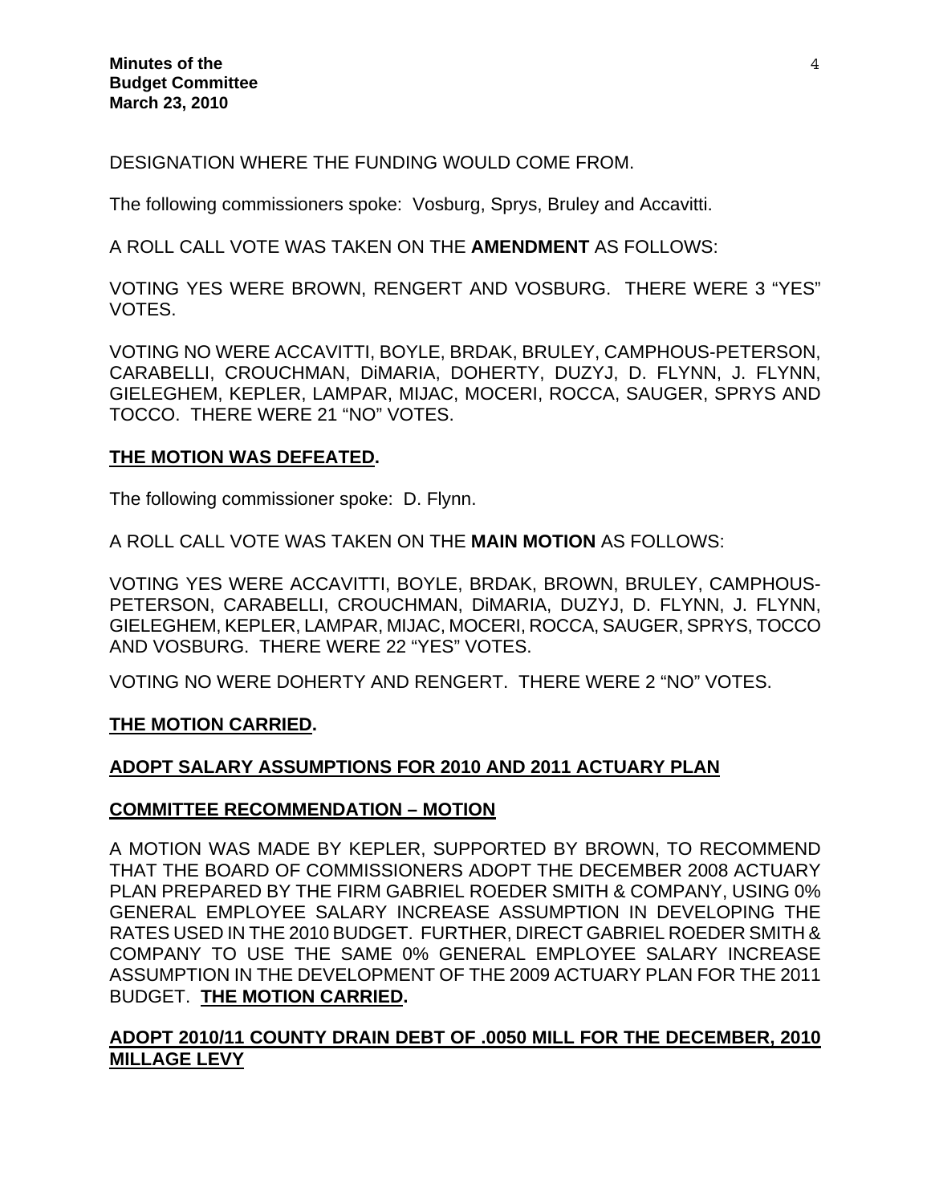DESIGNATION WHERE THE FUNDING WOULD COME FROM.

The following commissioners spoke: Vosburg, Sprys, Bruley and Accavitti.

A ROLL CALL VOTE WAS TAKEN ON THE **AMENDMENT** AS FOLLOWS:

VOTING YES WERE BROWN, RENGERT AND VOSBURG. THERE WERE 3 "YES" VOTES.

VOTING NO WERE ACCAVITTI, BOYLE, BRDAK, BRULEY, CAMPHOUS-PETERSON, CARABELLI, CROUCHMAN, DiMARIA, DOHERTY, DUZYJ, D. FLYNN, J. FLYNN, GIELEGHEM, KEPLER, LAMPAR, MIJAC, MOCERI, ROCCA, SAUGER, SPRYS AND TOCCO. THERE WERE 21 "NO" VOTES.

**THE MOTION WAS DEFEATED.**

The following commissioner spoke: D. Flynn.

A ROLL CALL VOTE WAS TAKEN ON THE **MAIN MOTION** AS FOLLOWS:

VOTING YES WERE ACCAVITTI, BOYLE, BRDAK, BROWN, BRULEY, CAMPHOUS-PETERSON, CARABELLI, CROUCHMAN, DiMARIA, DUZYJ, D. FLYNN, J. FLYNN, GIELEGHEM, KEPLER, LAMPAR, MIJAC, MOCERI, ROCCA, SAUGER, SPRYS, TOCCO AND VOSBURG. THERE WERE 22 "YES" VOTES.

VOTING NO WERE DOHERTY AND RENGERT. THERE WERE 2 "NO" VOTES.

**THE MOTION CARRIED.**

**ADOPT SALARY ASSUMPTIONS FOR 2010 AND 2011 ACTUARY PLAN**

**COMMITTEE RECOMMENDATION – MOTION**

A MOTION WAS MADE BY KEPLER, SUPPORTED BY BROWN, TO RECOMMEND THAT THE BOARD OF COMMISSIONERS ADOPT THE DECEMBER 2008 ACTUARY PLAN PREPARED BY THE FIRM GABRIEL ROEDER SMITH & COMPANY, USING 0% GENERAL EMPLOYEE SALARY INCREASE ASSUMPTION IN DEVELOPING THE RATES USED IN THE 2010 BUDGET. FURTHER, DIRECT GABRIEL ROEDER SMITH & COMPANY TO USE THE SAME 0% GENERAL EMPLOYEE SALARY INCREASE ASSUMPTION IN THE DEVELOPMENT OF THE 2009 ACTUARY PLAN FOR THE 2011 BUDGET. **THE MOTION CARRIED.**

**ADOPT 2010/11 COUNTY DRAIN DEBT OF .0050 MILL FOR THE DECEMBER, 2010 MILLAGE LEVY**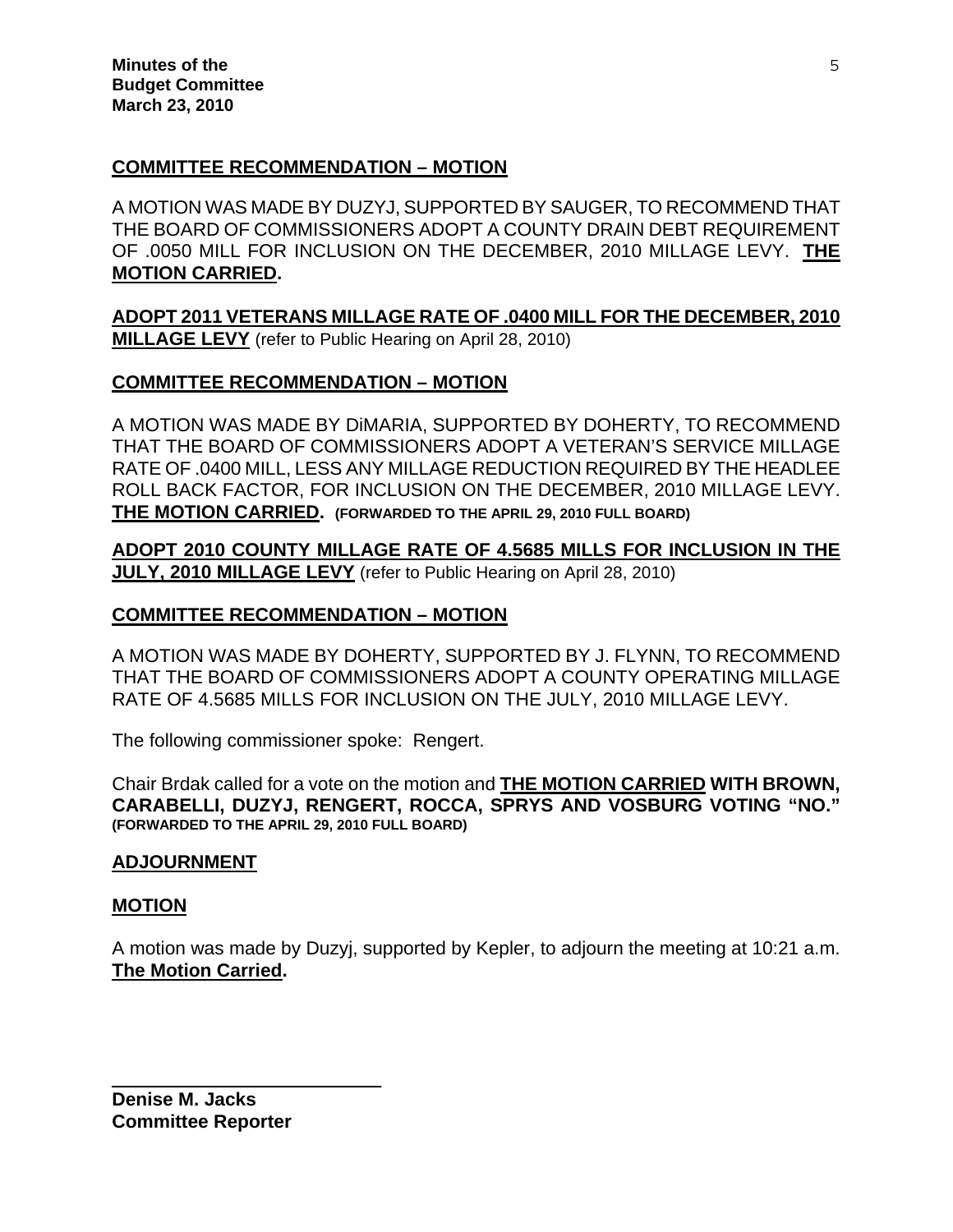**Minutes of the Budget Committee March 23, 2010**

## COMMITTEE RECOMMENDATION – MOTION

A MOTION WAS MADE BY DUZYJ, SUPPORTED BY SAUGER, TO RECOMMEND THAT THE BOARD OF COMMISSIONERS ADOPT A COUNTY DRAIN DEBT REQUIREMENT OF .0050 MILL FOR INCLUSION ON THE DECEMBER, 2010 MILLAGE LEVY. **THE MOTION CARRIED.**

**ADOPT 2011 VETERANS MILLAGE RATE OF .0400 MILL FOR THE DECEMBER, 2010 MILLAGE LEVY** (refer to Public Hearing on April 28, 2010)

## COMMITTEE RECOMMENDATION – MOTION

A MOTION WAS MADE BY DiMARIA, SUPPORTED BY DOHERTY, TO RECOMMEND THAT THE BOARD OF COMMISSIONERS ADOPT A VETERAN'S SERVICE MILLAGE RATE OF .0400 MILL, LESS ANY MILLAGE REDUCTION REQUIRED BY THE HEADLEE ROLL BACK FACTOR, FOR INCLUSION ON THE DECEMBER, 2010 MILLAGE LEVY. **THE MOTION CARRIED. (FORWARDED TO THE APRIL 29, 2010 FULL BOARD)**

**ADOPT 2010 COUNTY MILLAGE RATE OF 4.5685 MILLS FOR INCLUSION IN THE JULY, 2010 MILLAGE LEVY** (refer to Public Hearing on April 28, 2010)

## COMMITTEE RECOMMENDATION – MOTION

A MOTION WAS MADE BY DOHERTY, SUPPORTED BY J. FLYNN, TO RECOMMEND THAT THE BOARD OF COMMISSIONERS ADOPT A COUNTY OPERATING MILLAGE RATE OF 4.5685 MILLS FOR INCLUSION ON THE JULY, 2010 MILLAGE LEVY.

The following commissioner spoke: Rengert.

Chair Brdak called for a vote on the motion and **THE MOTION CARRIED WITH BROWN, CARABELLI, DUZYJ, RENGERT, ROCCA, SPRYS AND VOSBURG VOTING "NO." (FORWARDED TO THE APRIL 29, 2010 FULL BOARD)**

## ADJOURNMENT

## MOTION

A motion was made by Duzyj, supported by Kepler, to adjourn the meeting at 10:21 a.m. **The Motion Carried.**

**Denise M. Jacks**
**Committee Reporter**